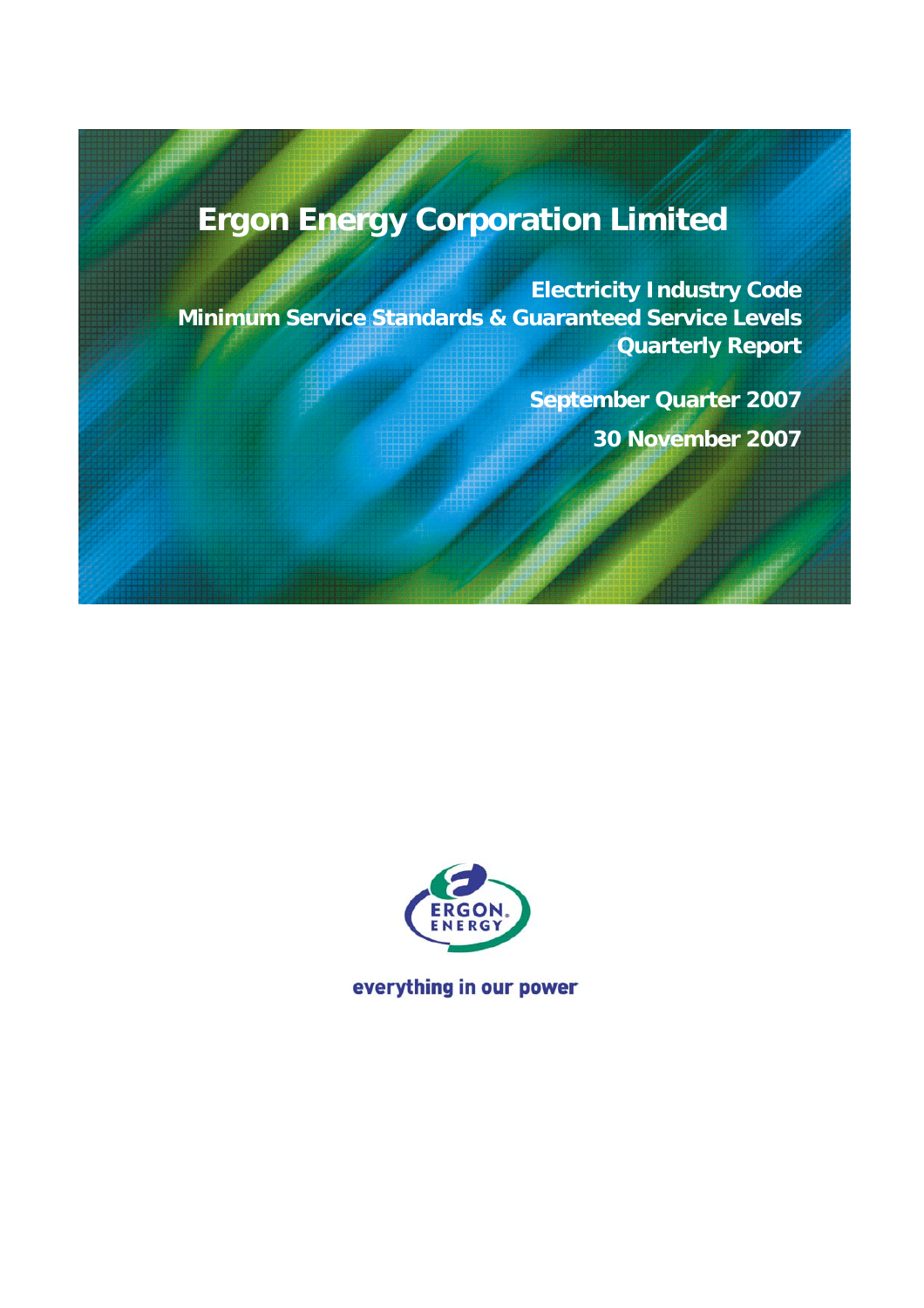# Ergon Energy Corporation Limited

## Electricity Industry Code
## Minimum Service Standards & Guaranteed Service Levels
## Quarterly Report

**September Quarter 2007**

**30 November 2007**

everything in our power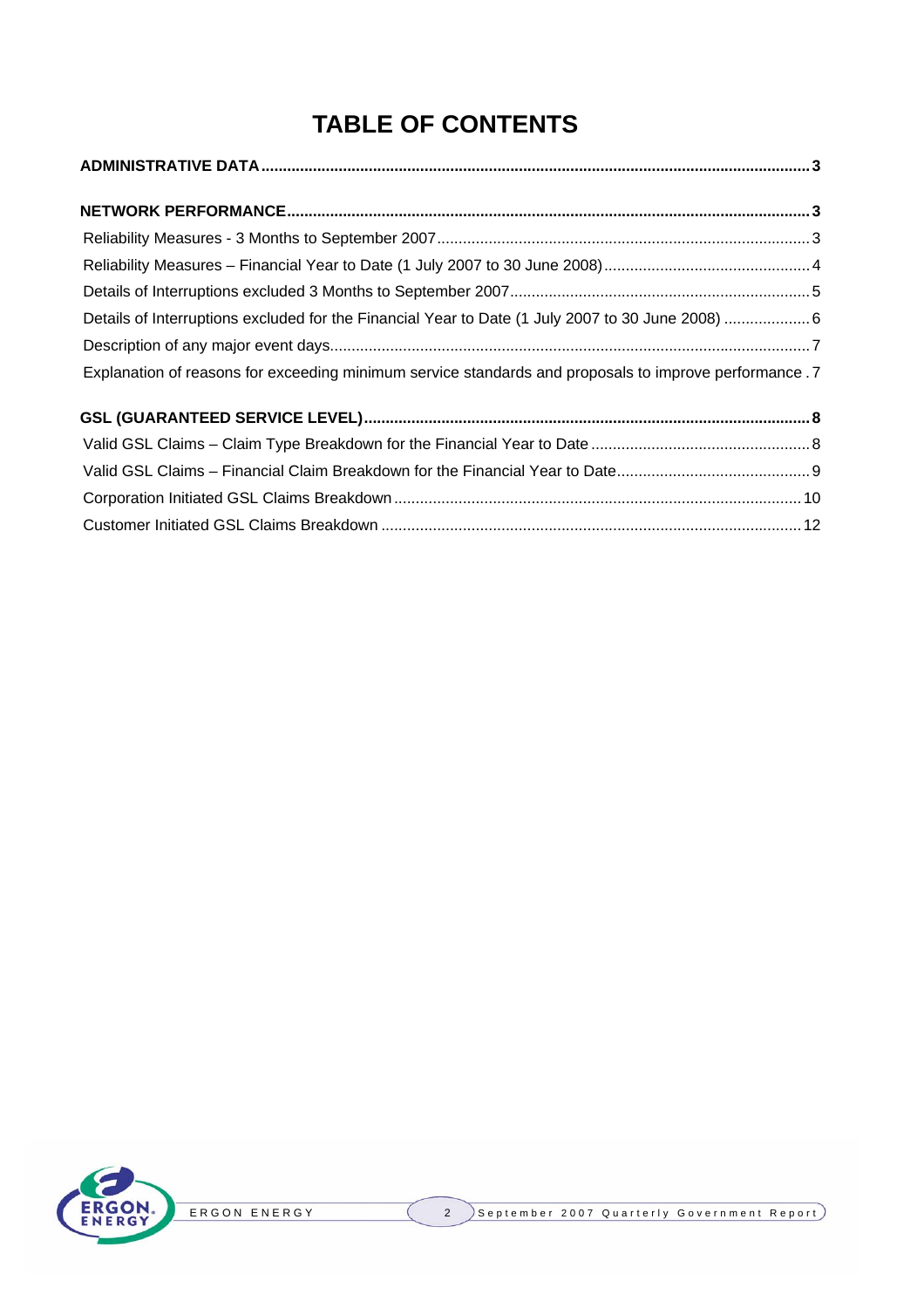# TABLE OF CONTENTS

**ADMINISTRATIVE DATA** .......... **3**

**NETWORK PERFORMANCE** .......... **3**

Reliability Measures - 3 Months to September 2007 .......... 3

Reliability Measures – Financial Year to Date (1 July 2007 to 30 June 2008) .......... 4

Details of Interruptions excluded 3 Months to September 2007 .......... 5

Details of Interruptions excluded for the Financial Year to Date (1 July 2007 to 30 June 2008) .......... 6

Description of any major event days .......... 7

Explanation of reasons for exceeding minimum service standards and proposals to improve performance . 7

**GSL (GUARANTEED SERVICE LEVEL)** .......... **8**

Valid GSL Claims – Claim Type Breakdown for the Financial Year to Date .......... 8

Valid GSL Claims – Financial Claim Breakdown for the Financial Year to Date .......... 9

Corporation Initiated GSL Claims Breakdown .......... 10

Customer Initiated GSL Claims Breakdown .......... 12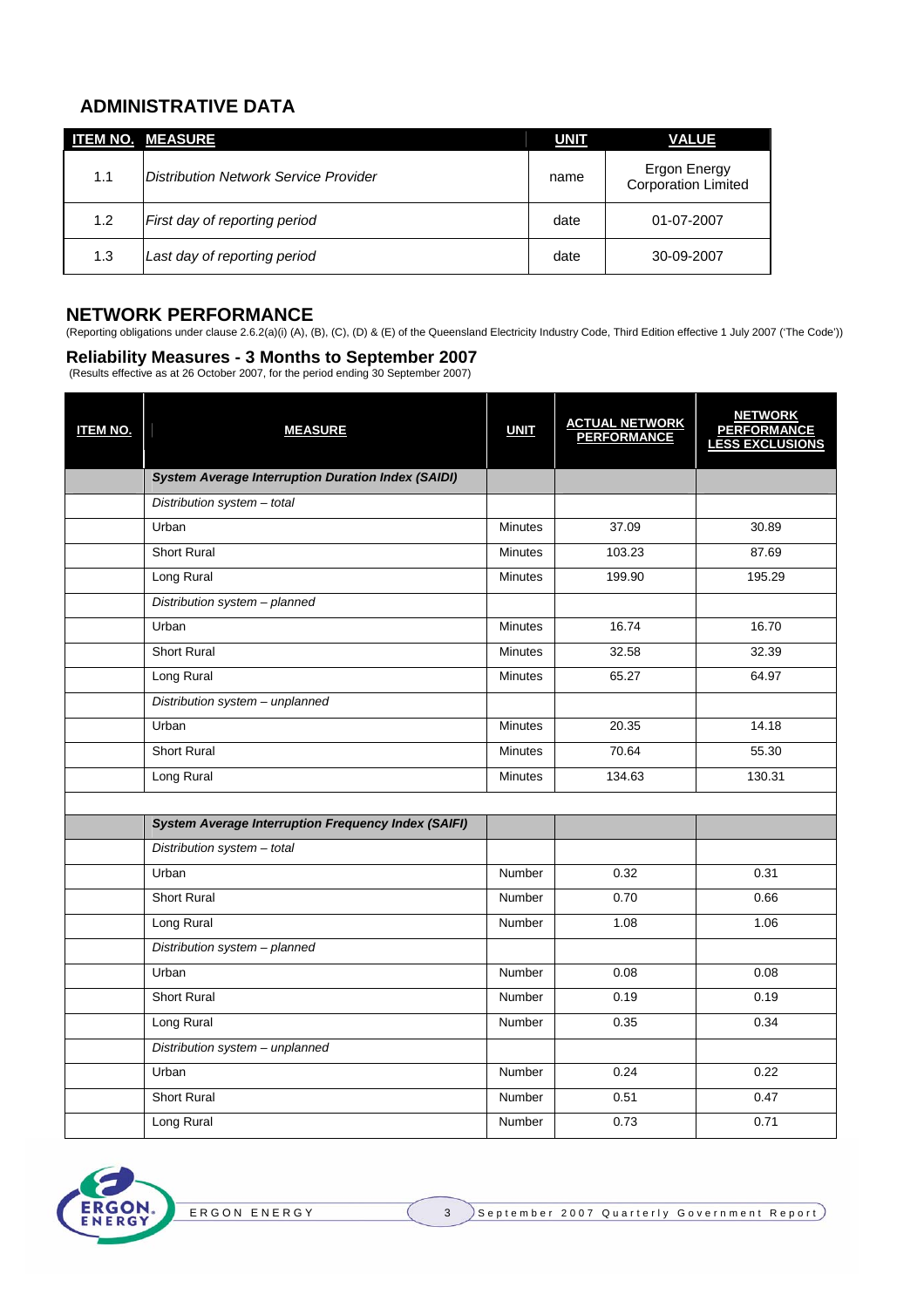## ADMINISTRATIVE DATA

| ITEM NO. | MEASURE | UNIT | VALUE |
|---|---|---|---|
| 1.1 | *Distribution Network Service Provider* | name | Ergon Energy Corporation Limited |
| 1.2 | *First day of reporting period* | date | 01-07-2007 |
| 1.3 | *Last day of reporting period* | date | 30-09-2007 |

## NETWORK PERFORMANCE

(Reporting obligations under clause 2.6.2(a)(i) (A), (B), (C), (D) & (E) of the Queensland Electricity Industry Code, Third Edition effective 1 July 2007 ('The Code'))

### Reliability Measures - 3 Months to September 2007

(Results effective as at 26 October 2007, for the period ending 30 September 2007)

| ITEM NO. | MEASURE | UNIT | ACTUAL NETWORK PERFORMANCE | NETWORK PERFORMANCE LESS EXCLUSIONS |
|---|---|---|---|---|
| | ***System Average Interruption Duration Index (SAIDI)*** | | | |
| | *Distribution system – total* | | | |
| | Urban | Minutes | 37.09 | 30.89 |
| | Short Rural | Minutes | 103.23 | 87.69 |
| | Long Rural | Minutes | 199.90 | 195.29 |
| | *Distribution system – planned* | | | |
| | Urban | Minutes | 16.74 | 16.70 |
| | Short Rural | Minutes | 32.58 | 32.39 |
| | Long Rural | Minutes | 65.27 | 64.97 |
| | *Distribution system – unplanned* | | | |
| | Urban | Minutes | 20.35 | 14.18 |
| | Short Rural | Minutes | 70.64 | 55.30 |
| | Long Rural | Minutes | 134.63 | 130.31 |
| | | | | |
| | ***System Average Interruption Frequency Index (SAIFI)*** | | | |
| | *Distribution system – total* | | | |
| | Urban | Number | 0.32 | 0.31 |
| | Short Rural | Number | 0.70 | 0.66 |
| | Long Rural | Number | 1.08 | 1.06 |
| | *Distribution system – planned* | | | |
| | Urban | Number | 0.08 | 0.08 |
| | Short Rural | Number | 0.19 | 0.19 |
| | Long Rural | Number | 0.35 | 0.34 |
| | *Distribution system – unplanned* | | | |
| | Urban | Number | 0.24 | 0.22 |
| | Short Rural | Number | 0.51 | 0.47 |
| | Long Rural | Number | 0.73 | 0.71 |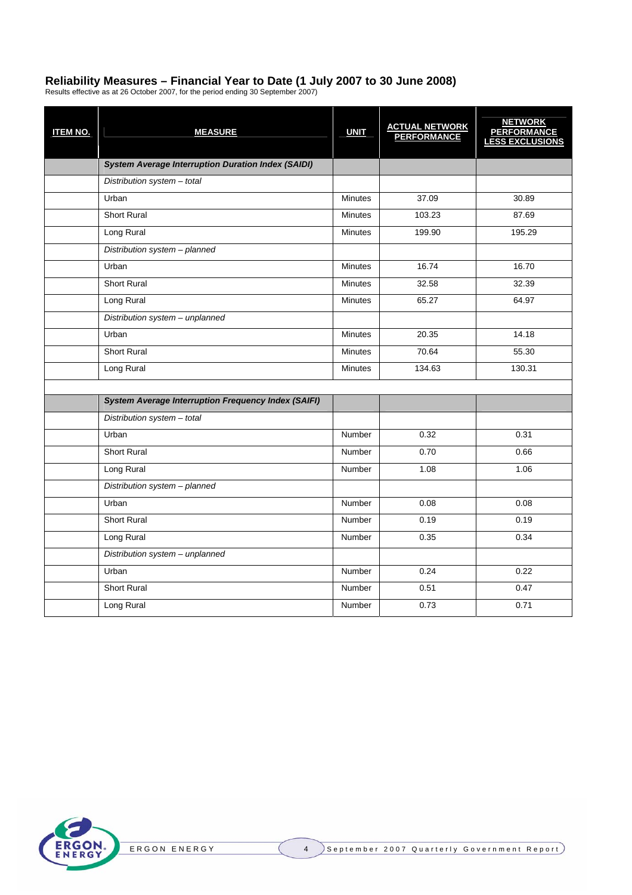## Reliability Measures – Financial Year to Date (1 July 2007 to 30 June 2008)

Results effective as at 26 October 2007, for the period ending 30 September 2007)

| ITEM NO. | MEASURE | UNIT | ACTUAL NETWORK PERFORMANCE | NETWORK PERFORMANCE LESS EXCLUSIONS |
|---|---|---|---|---|
| | ***System Average Interruption Duration Index (SAIDI)*** | | | |
| | *Distribution system – total* | | | |
| | Urban | Minutes | 37.09 | 30.89 |
| | Short Rural | Minutes | 103.23 | 87.69 |
| | Long Rural | Minutes | 199.90 | 195.29 |
| | *Distribution system – planned* | | | |
| | Urban | Minutes | 16.74 | 16.70 |
| | Short Rural | Minutes | 32.58 | 32.39 |
| | Long Rural | Minutes | 65.27 | 64.97 |
| | *Distribution system – unplanned* | | | |
| | Urban | Minutes | 20.35 | 14.18 |
| | Short Rural | Minutes | 70.64 | 55.30 |
| | Long Rural | Minutes | 134.63 | 130.31 |
| | | | | |
| | ***System Average Interruption Frequency Index (SAIFI)*** | | | |
| | *Distribution system – total* | | | |
| | Urban | Number | 0.32 | 0.31 |
| | Short Rural | Number | 0.70 | 0.66 |
| | Long Rural | Number | 1.08 | 1.06 |
| | *Distribution system – planned* | | | |
| | Urban | Number | 0.08 | 0.08 |
| | Short Rural | Number | 0.19 | 0.19 |
| | Long Rural | Number | 0.35 | 0.34 |
| | *Distribution system – unplanned* | | | |
| | Urban | Number | 0.24 | 0.22 |
| | Short Rural | Number | 0.51 | 0.47 |
| | Long Rural | Number | 0.73 | 0.71 |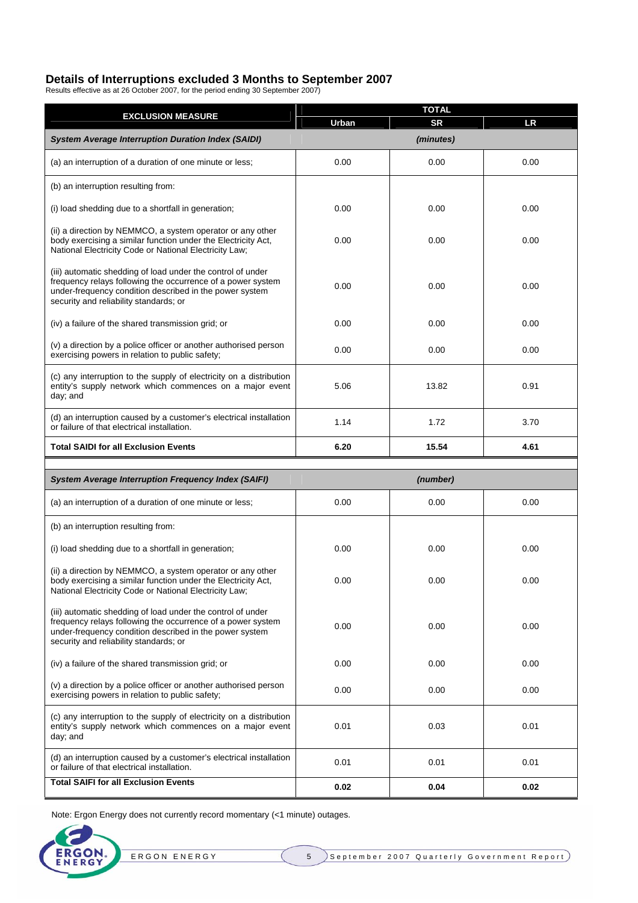## Details of Interruptions excluded 3 Months to September 2007

Results effective as at 26 October 2007, for the period ending 30 September 2007)

| EXCLUSION MEASURE | TOTAL | | |
|---|---|---|---|
| | Urban | SR | LR |
| ***System Average Interruption Duration Index (SAIDI)*** | | *(minutes)* | |
| (a) an interruption of a duration of one minute or less; | 0.00 | 0.00 | 0.00 |
| (b) an interruption resulting from: | | | |
| (i) load shedding due to a shortfall in generation; | 0.00 | 0.00 | 0.00 |
| (ii) a direction by NEMMCO, a system operator or any other body exercising a similar function under the Electricity Act, National Electricity Code or National Electricity Law; | 0.00 | 0.00 | 0.00 |
| (iii) automatic shedding of load under the control of under frequency relays following the occurrence of a power system under-frequency condition described in the power system security and reliability standards; or | 0.00 | 0.00 | 0.00 |
| (iv) a failure of the shared transmission grid; or | 0.00 | 0.00 | 0.00 |
| (v) a direction by a police officer or another authorised person exercising powers in relation to public safety; | 0.00 | 0.00 | 0.00 |
| (c) any interruption to the supply of electricity on a distribution entity's supply network which commences on a major event day; and | 5.06 | 13.82 | 0.91 |
| (d) an interruption caused by a customer's electrical installation or failure of that electrical installation. | 1.14 | 1.72 | 3.70 |
| **Total SAIDI for all Exclusion Events** | **6.20** | **15.54** | **4.61** |
| ***System Average Interruption Frequency Index (SAIFI)*** | | *(number)* | |
| (a) an interruption of a duration of one minute or less; | 0.00 | 0.00 | 0.00 |
| (b) an interruption resulting from: | | | |
| (i) load shedding due to a shortfall in generation; | 0.00 | 0.00 | 0.00 |
| (ii) a direction by NEMMCO, a system operator or any other body exercising a similar function under the Electricity Act, National Electricity Code or National Electricity Law; | 0.00 | 0.00 | 0.00 |
| (iii) automatic shedding of load under the control of under frequency relays following the occurrence of a power system under-frequency condition described in the power system security and reliability standards; or | 0.00 | 0.00 | 0.00 |
| (iv) a failure of the shared transmission grid; or | 0.00 | 0.00 | 0.00 |
| (v) a direction by a police officer or another authorised person exercising powers in relation to public safety; | 0.00 | 0.00 | 0.00 |
| (c) any interruption to the supply of electricity on a distribution entity's supply network which commences on a major event day; and | 0.01 | 0.03 | 0.01 |
| (d) an interruption caused by a customer's electrical installation or failure of that electrical installation. | 0.01 | 0.01 | 0.01 |
| **Total SAIFI for all Exclusion Events** | **0.02** | **0.04** | **0.02** |

Note: Ergon Energy does not currently record momentary (<1 minute) outages.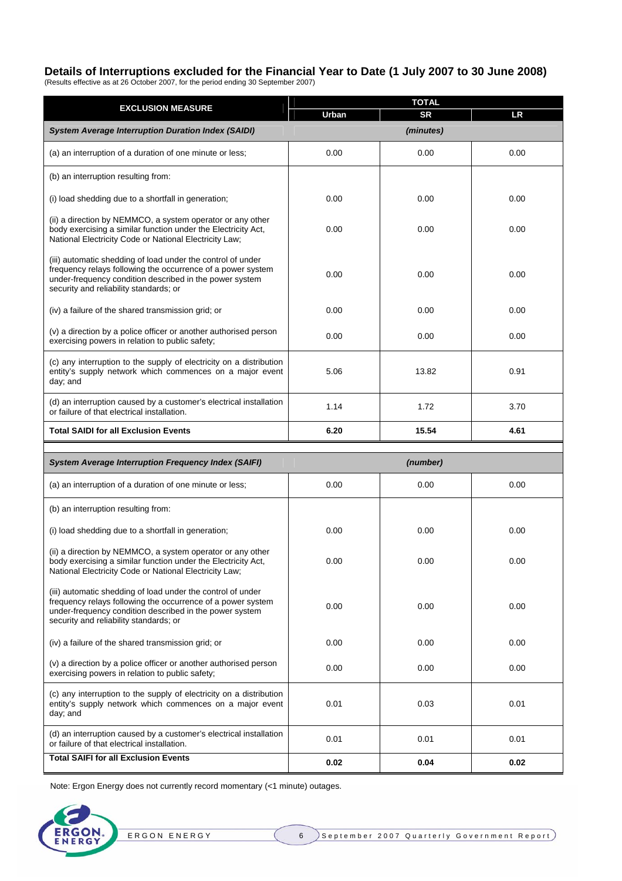## Details of Interruptions excluded for the Financial Year to Date (1 July 2007 to 30 June 2008)

(Results effective as at 26 October 2007, for the period ending 30 September 2007)

| EXCLUSION MEASURE | TOTAL | | |
|---|---|---|---|
| | Urban | SR | LR |
| ***System Average Interruption Duration Index (SAIDI)*** | ***(minutes)*** | | |
| (a) an interruption of a duration of one minute or less; | 0.00 | 0.00 | 0.00 |
| (b) an interruption resulting from: | | | |
| (i) load shedding due to a shortfall in generation; | 0.00 | 0.00 | 0.00 |
| (ii) a direction by NEMMCO, a system operator or any other body exercising a similar function under the Electricity Act, National Electricity Code or National Electricity Law; | 0.00 | 0.00 | 0.00 |
| (iii) automatic shedding of load under the control of under frequency relays following the occurrence of a power system under-frequency condition described in the power system security and reliability standards; or | 0.00 | 0.00 | 0.00 |
| (iv) a failure of the shared transmission grid; or | 0.00 | 0.00 | 0.00 |
| (v) a direction by a police officer or another authorised person exercising powers in relation to public safety; | 0.00 | 0.00 | 0.00 |
| (c) any interruption to the supply of electricity on a distribution entity's supply network which commences on a major event day; and | 5.06 | 13.82 | 0.91 |
| (d) an interruption caused by a customer's electrical installation or failure of that electrical installation. | 1.14 | 1.72 | 3.70 |
| **Total SAIDI for all Exclusion Events** | **6.20** | **15.54** | **4.61** |
| ***System Average Interruption Frequency Index (SAIFI)*** | ***(number)*** | | |
| (a) an interruption of a duration of one minute or less; | 0.00 | 0.00 | 0.00 |
| (b) an interruption resulting from: | | | |
| (i) load shedding due to a shortfall in generation; | 0.00 | 0.00 | 0.00 |
| (ii) a direction by NEMMCO, a system operator or any other body exercising a similar function under the Electricity Act, National Electricity Code or National Electricity Law; | 0.00 | 0.00 | 0.00 |
| (iii) automatic shedding of load under the control of under frequency relays following the occurrence of a power system under-frequency condition described in the power system security and reliability standards; or | 0.00 | 0.00 | 0.00 |
| (iv) a failure of the shared transmission grid; or | 0.00 | 0.00 | 0.00 |
| (v) a direction by a police officer or another authorised person exercising powers in relation to public safety; | 0.00 | 0.00 | 0.00 |
| (c) any interruption to the supply of electricity on a distribution entity's supply network which commences on a major event day; and | 0.01 | 0.03 | 0.01 |
| (d) an interruption caused by a customer's electrical installation or failure of that electrical installation. | 0.01 | 0.01 | 0.01 |
| **Total SAIFI for all Exclusion Events** | **0.02** | **0.04** | **0.02** |

Note: Ergon Energy does not currently record momentary (<1 minute) outages.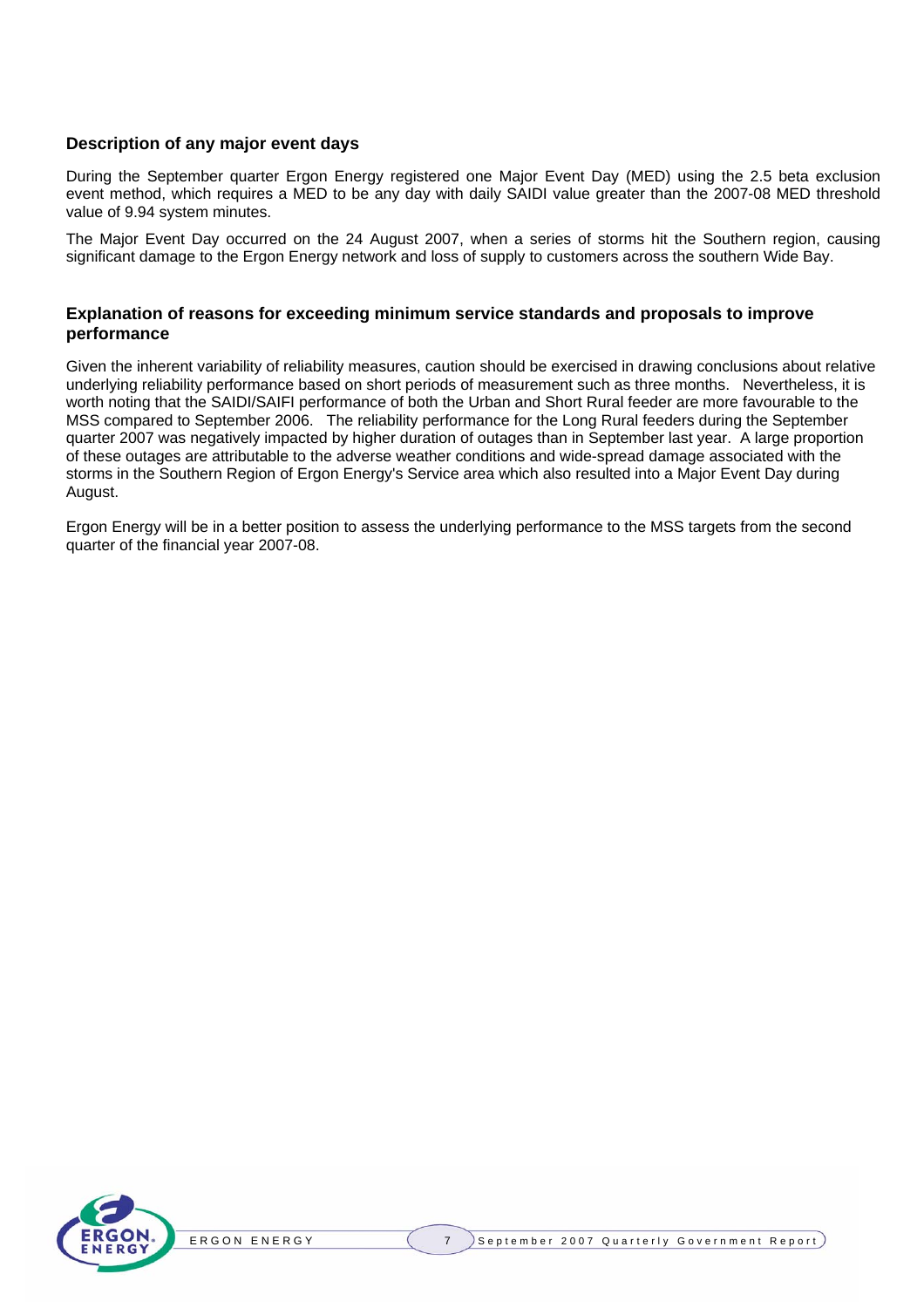### Description of any major event days

During the September quarter Ergon Energy registered one Major Event Day (MED) using the 2.5 beta exclusion event method, which requires a MED to be any day with daily SAIDI value greater than the 2007-08 MED threshold value of 9.94 system minutes.

The Major Event Day occurred on the 24 August 2007, when a series of storms hit the Southern region, causing significant damage to the Ergon Energy network and loss of supply to customers across the southern Wide Bay.

### Explanation of reasons for exceeding minimum service standards and proposals to improve performance

Given the inherent variability of reliability measures, caution should be exercised in drawing conclusions about relative underlying reliability performance based on short periods of measurement such as three months. Nevertheless, it is worth noting that the SAIDI/SAIFI performance of both the Urban and Short Rural feeder are more favourable to the MSS compared to September 2006. The reliability performance for the Long Rural feeders during the September quarter 2007 was negatively impacted by higher duration of outages than in September last year. A large proportion of these outages are attributable to the adverse weather conditions and wide-spread damage associated with the storms in the Southern Region of Ergon Energy's Service area which also resulted into a Major Event Day during August.

Ergon Energy will be in a better position to assess the underlying performance to the MSS targets from the second quarter of the financial year 2007-08.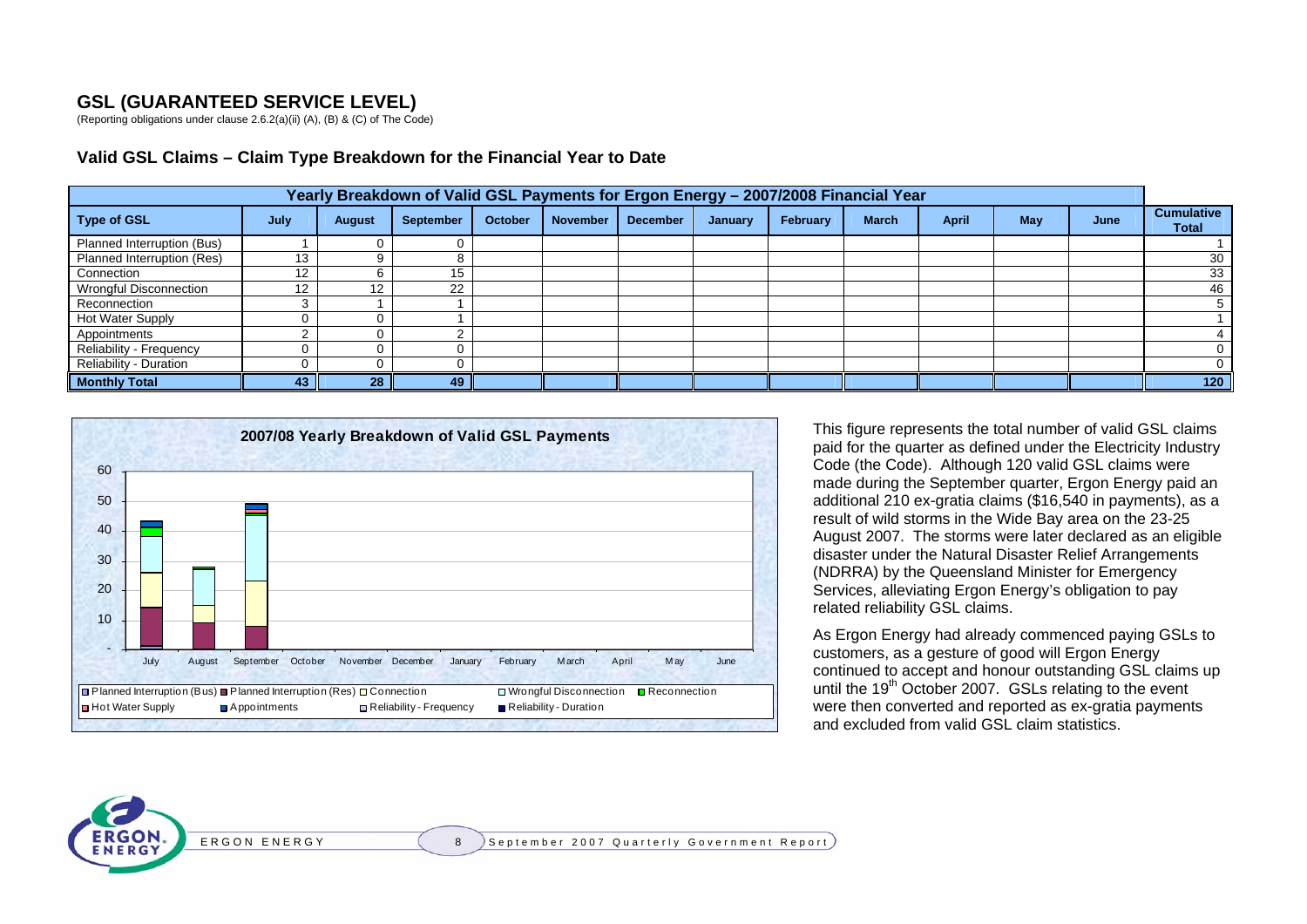## GSL (GUARANTEED SERVICE LEVEL)

(Reporting obligations under clause 2.6.2(a)(ii) (A), (B) & (C) of The Code)

### Valid GSL Claims – Claim Type Breakdown for the Financial Year to Date

| Yearly Breakdown of Valid GSL Payments for Ergon Energy – 2007/2008 Financial Year | | | | | | | | | | | | | |
|---|---|---|---|---|---|---|---|---|---|---|---|---|---|
| **Type of GSL** | **July** | **August** | **September** | **October** | **November** | **December** | **January** | **February** | **March** | **April** | **May** | **June** | **Cumulative Total** |
| Planned Interruption (Bus) | 1 | 0 | 0 | | | | | | | | | | 1 |
| Planned Interruption (Res) | 13 | 9 | 8 | | | | | | | | | | 30 |
| Connection | 12 | 6 | 15 | | | | | | | | | | 33 |
| Wrongful Disconnection | 12 | 12 | 22 | | | | | | | | | | 46 |
| Reconnection | 3 | 1 | 1 | | | | | | | | | | 5 |
| Hot Water Supply | 0 | 0 | 1 | | | | | | | | | | 1 |
| Appointments | 2 | 0 | 2 | | | | | | | | | | 4 |
| Reliability - Frequency | 0 | 0 | 0 | | | | | | | | | | 0 |
| Reliability - Duration | 0 | 0 | 0 | | | | | | | | | | 0 |
| **Monthly Total** | **43** | **28** | **49** | | | | | | | | | | **120** |

**2007/08 Yearly Breakdown of Valid GSL Payments**

This figure represents the total number of valid GSL claims paid for the quarter as defined under the Electricity Industry Code (the Code). Although 120 valid GSL claims were made during the September quarter, Ergon Energy paid an additional 210 ex-gratia claims ($16,540 in payments), as a result of wild storms in the Wide Bay area on the 23-25 August 2007. The storms were later declared as an eligible disaster under the Natural Disaster Relief Arrangements (NDRRA) by the Queensland Minister for Emergency Services, alleviating Ergon Energy's obligation to pay related reliability GSL claims.

As Ergon Energy had already commenced paying GSLs to customers, as a gesture of good will Ergon Energy continued to accept and honour outstanding GSL claims up until the 19th October 2007. GSLs relating to the event were then converted and reported as ex-gratia payments and excluded from valid GSL claim statistics.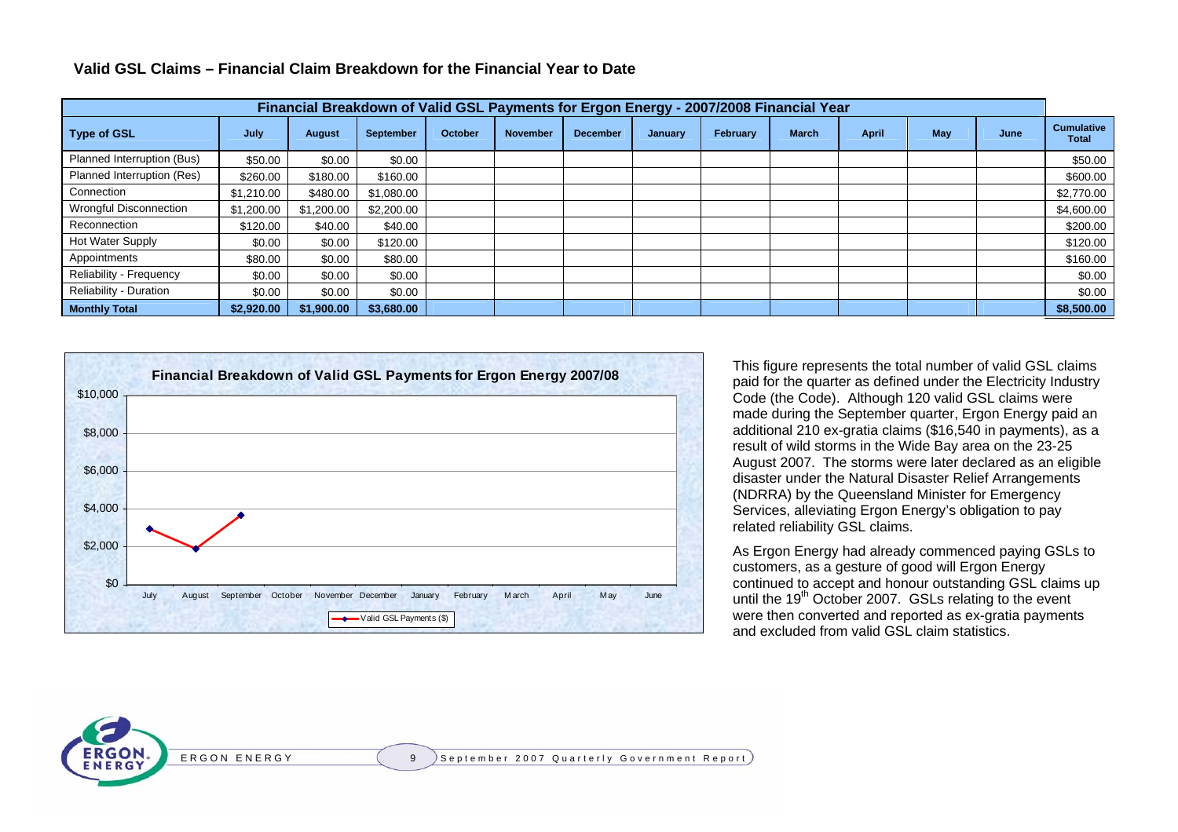## Valid GSL Claims – Financial Claim Breakdown for the Financial Year to Date

| Financial Breakdown of Valid GSL Payments for Ergon Energy - 2007/2008 Financial Year | | | | | | | | | | | | | |
|---|---|---|---|---|---|---|---|---|---|---|---|---|---|
| **Type of GSL** | **July** | **August** | **September** | **October** | **November** | **December** | **January** | **February** | **March** | **April** | **May** | **June** | **Cumulative Total** |
| Planned Interruption (Bus) | $50.00 | $0.00 | $0.00 | | | | | | | | | | $50.00 |
| Planned Interruption (Res) | $260.00 | $180.00 | $160.00 | | | | | | | | | | $600.00 |
| Connection | $1,210.00 | $480.00 | $1,080.00 | | | | | | | | | | $2,770.00 |
| Wrongful Disconnection | $1,200.00 | $1,200.00 | $2,200.00 | | | | | | | | | | $4,600.00 |
| Reconnection | $120.00 | $40.00 | $40.00 | | | | | | | | | | $200.00 |
| Hot Water Supply | $0.00 | $0.00 | $120.00 | | | | | | | | | | $120.00 |
| Appointments | $80.00 | $0.00 | $80.00 | | | | | | | | | | $160.00 |
| Reliability - Frequency | $0.00 | $0.00 | $0.00 | | | | | | | | | | $0.00 |
| Reliability - Duration | $0.00 | $0.00 | $0.00 | | | | | | | | | | $0.00 |
| **Monthly Total** | **$2,920.00** | **$1,900.00** | **$3,680.00** | | | | | | | | | | **$8,500.00** |

This figure represents the total number of valid GSL claims paid for the quarter as defined under the Electricity Industry Code (the Code). Although 120 valid GSL claims were made during the September quarter, Ergon Energy paid an additional 210 ex-gratia claims ($16,540 in payments), as a result of wild storms in the Wide Bay area on the 23-25 August 2007. The storms were later declared as an eligible disaster under the Natural Disaster Relief Arrangements (NDRRA) by the Queensland Minister for Emergency Services, alleviating Ergon Energy's obligation to pay related reliability GSL claims.

As Ergon Energy had already commenced paying GSLs to customers, as a gesture of good will Ergon Energy continued to accept and honour outstanding GSL claims up until the 19th October 2007. GSLs relating to the event were then converted and reported as ex-gratia payments and excluded from valid GSL claim statistics.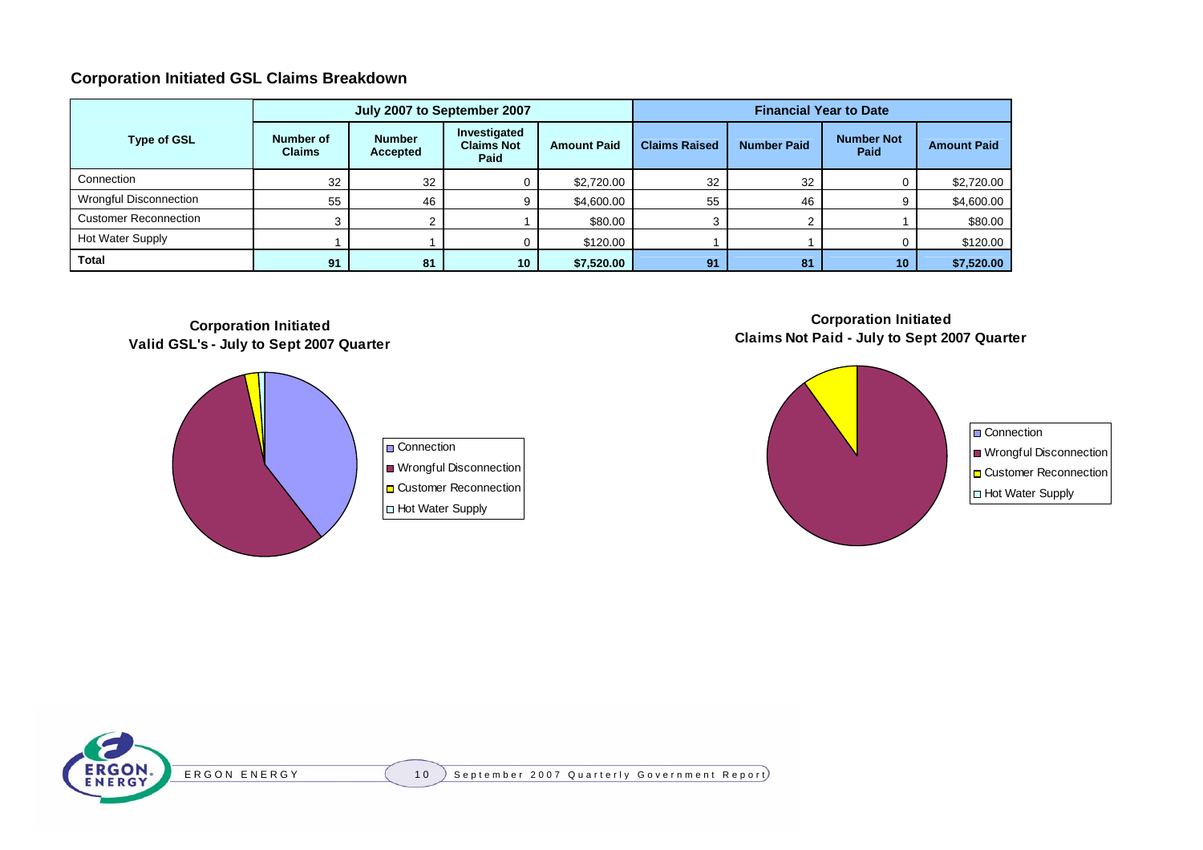## Corporation Initiated GSL Claims Breakdown

| Type of GSL | July 2007 to September 2007 | | | | Financial Year to Date | | | |
|---|---|---|---|---|---|---|---|---|
| | Number of Claims | Number Accepted | Investigated Claims Not Paid | Amount Paid | Claims Raised | Number Paid | Number Not Paid | Amount Paid |
| Connection | 32 | 32 | 0 | $2,720.00 | 32 | 32 | 0 | $2,720.00 |
| Wrongful Disconnection | 55 | 46 | 9 | $4,600.00 | 55 | 46 | 9 | $4,600.00 |
| Customer Reconnection | 3 | 2 | 1 | $80.00 | 3 | 2 | 1 | $80.00 |
| Hot Water Supply | 1 | 1 | 0 | $120.00 | 1 | 1 | 0 | $120.00 |
| **Total** | **91** | **81** | **10** | **$7,520.00** | **91** | **81** | **10** | **$7,520.00** |

**Corporation Initiated Valid GSL's - July to Sept 2007 Quarter**

- Connection
- Wrongful Disconnection
- Customer Reconnection
- Hot Water Supply

**Corporation Initiated Claims Not Paid - July to Sept 2007 Quarter**

- Connection
- Wrongful Disconnection
- Customer Reconnection
- Hot Water Supply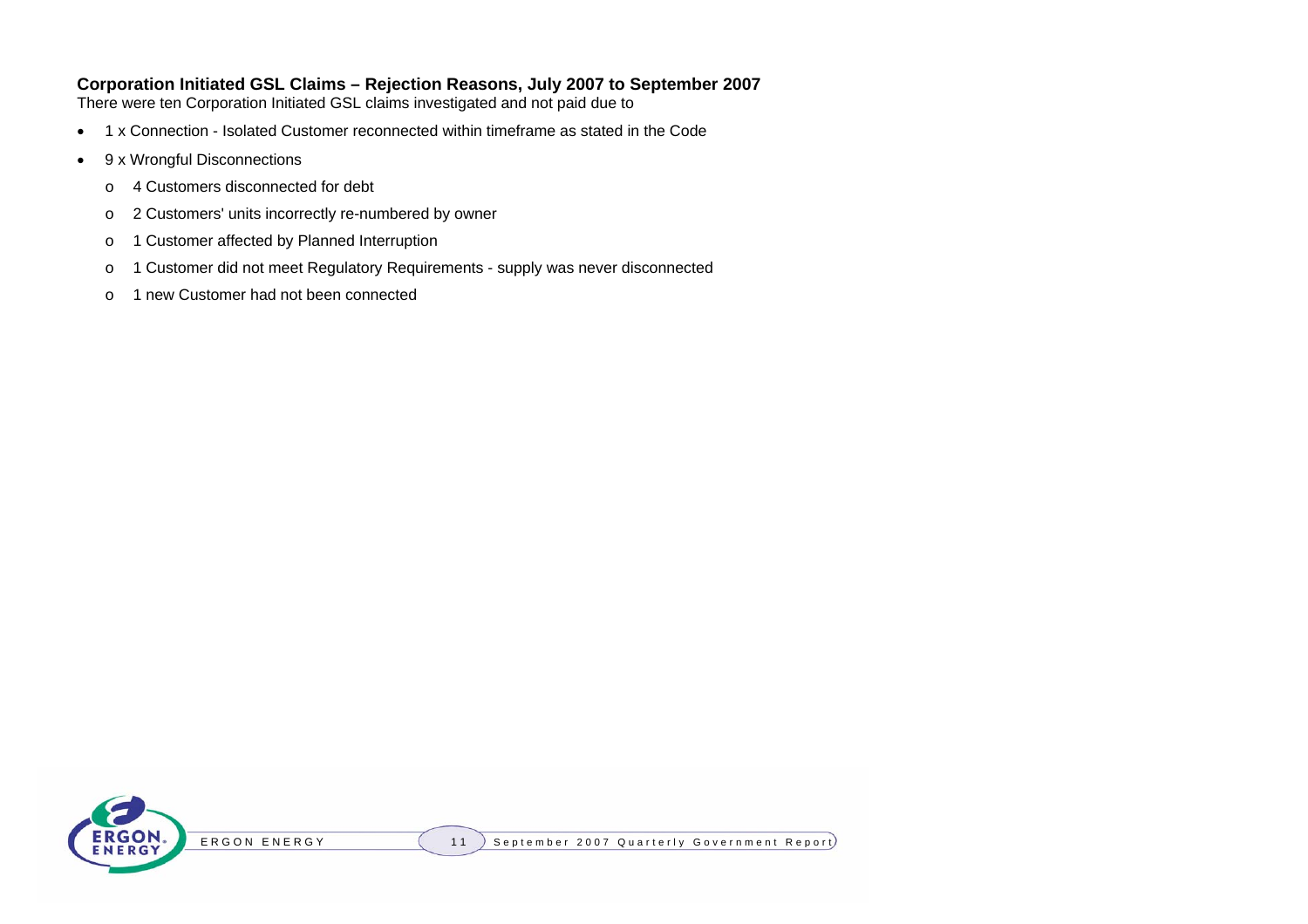**Corporation Initiated GSL Claims – Rejection Reasons, July 2007 to September 2007**
There were ten Corporation Initiated GSL claims investigated and not paid due to

- 1 x Connection - Isolated Customer reconnected within timeframe as stated in the Code
- 9 x Wrongful Disconnections
  - 4 Customers disconnected for debt
  - 2 Customers' units incorrectly re-numbered by owner
  - 1 Customer affected by Planned Interruption
  - 1 Customer did not meet Regulatory Requirements - supply was never disconnected
  - 1 new Customer had not been connected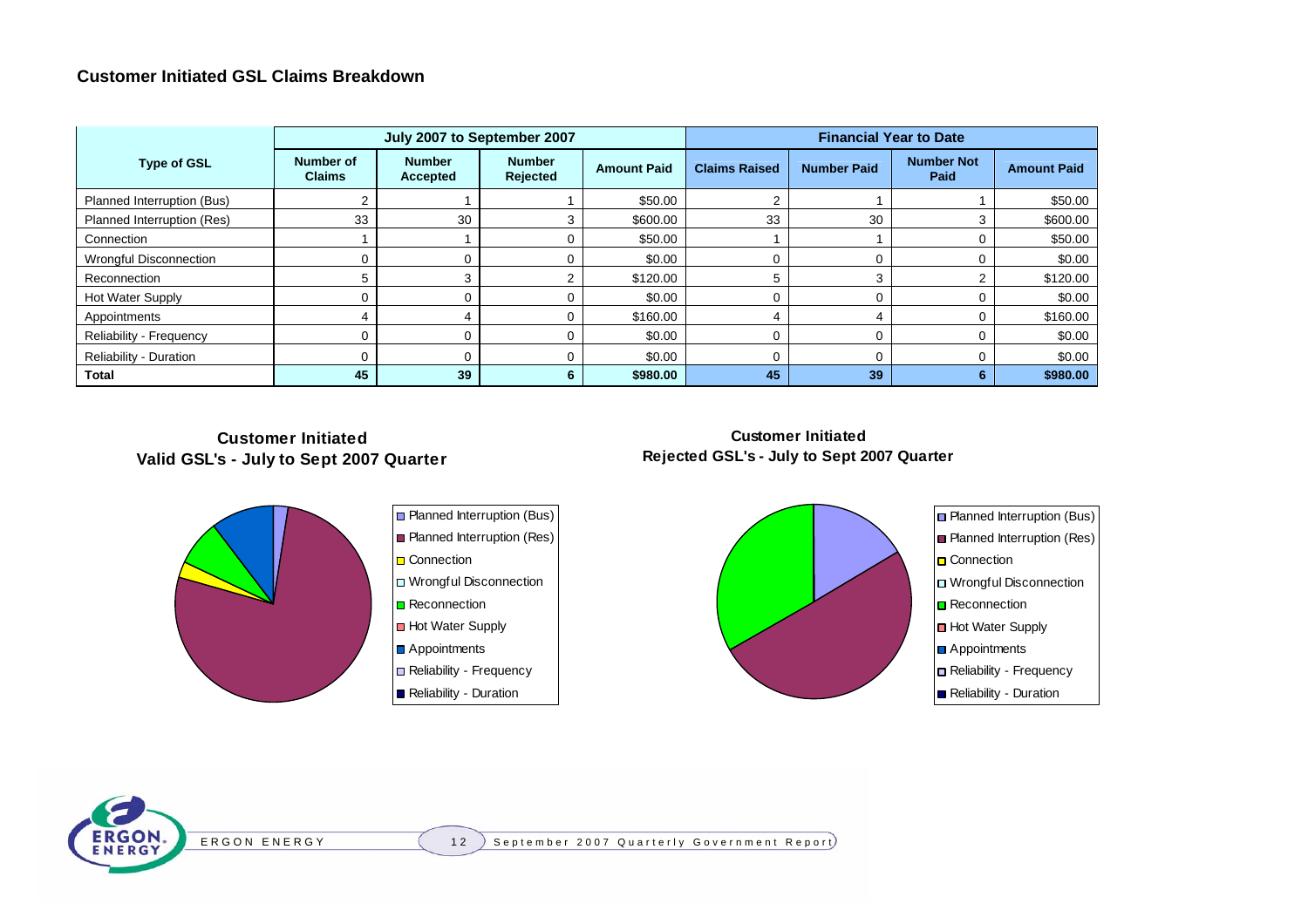## Customer Initiated GSL Claims Breakdown

| Type of GSL | July 2007 to September 2007 | | | | Financial Year to Date | | | |
|---|---|---|---|---|---|---|---|---|
| | Number of Claims | Number Accepted | Number Rejected | Amount Paid | Claims Raised | Number Paid | Number Not Paid | Amount Paid |
| Planned Interruption (Bus) | 2 | 1 | 1 | $50.00 | 2 | 1 | 1 | $50.00 |
| Planned Interruption (Res) | 33 | 30 | 3 | $600.00 | 33 | 30 | 3 | $600.00 |
| Connection | 1 | 1 | 0 | $50.00 | 1 | 1 | 0 | $50.00 |
| Wrongful Disconnection | 0 | 0 | 0 | $0.00 | 0 | 0 | 0 | $0.00 |
| Reconnection | 5 | 3 | 2 | $120.00 | 5 | 3 | 2 | $120.00 |
| Hot Water Supply | 0 | 0 | 0 | $0.00 | 0 | 0 | 0 | $0.00 |
| Appointments | 4 | 4 | 0 | $160.00 | 4 | 4 | 0 | $160.00 |
| Reliability - Frequency | 0 | 0 | 0 | $0.00 | 0 | 0 | 0 | $0.00 |
| Reliability - Duration | 0 | 0 | 0 | $0.00 | 0 | 0 | 0 | $0.00 |
| **Total** | **45** | **39** | **6** | **$980.00** | **45** | **39** | **6** | **$980.00** |

**Customer Initiated Valid GSL's - July to Sept 2007 Quarter**

- Planned Interruption (Bus)
- Planned Interruption (Res)
- Connection
- Wrongful Disconnection
- Reconnection
- Hot Water Supply
- Appointments
- Reliability - Frequency
- Reliability - Duration

**Customer Initiated Rejected GSL's - July to Sept 2007 Quarter**

- Planned Interruption (Bus)
- Planned Interruption (Res)
- Connection
- Wrongful Disconnection
- Reconnection
- Hot Water Supply
- Appointments
- Reliability - Frequency
- Reliability - Duration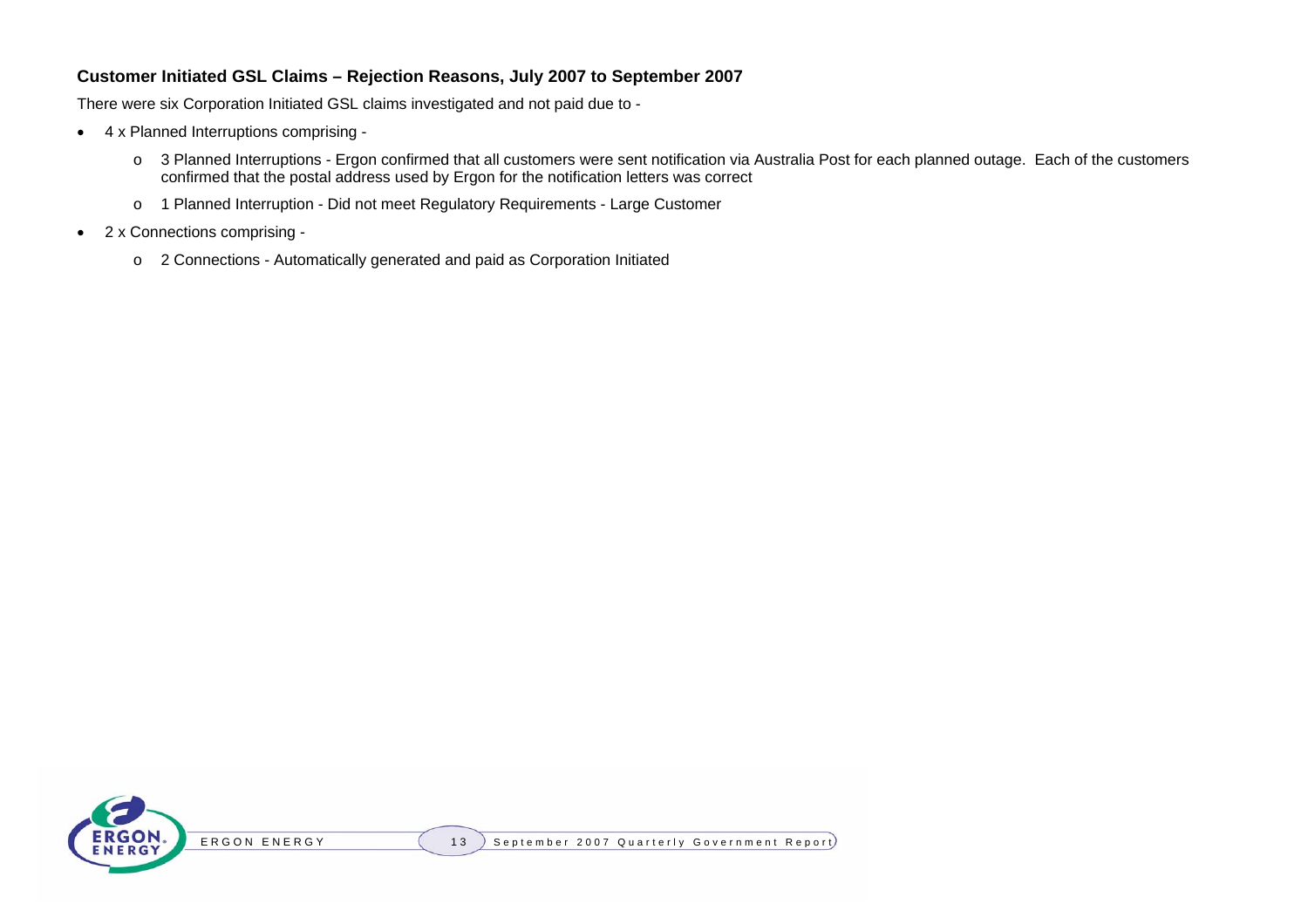### Customer Initiated GSL Claims – Rejection Reasons, July 2007 to September 2007

There were six Corporation Initiated GSL claims investigated and not paid due to -

- 4 x Planned Interruptions comprising -
  - 3 Planned Interruptions - Ergon confirmed that all customers were sent notification via Australia Post for each planned outage. Each of the customers confirmed that the postal address used by Ergon for the notification letters was correct
  - 1 Planned Interruption - Did not meet Regulatory Requirements - Large Customer
- 2 x Connections comprising -
  - 2 Connections - Automatically generated and paid as Corporation Initiated